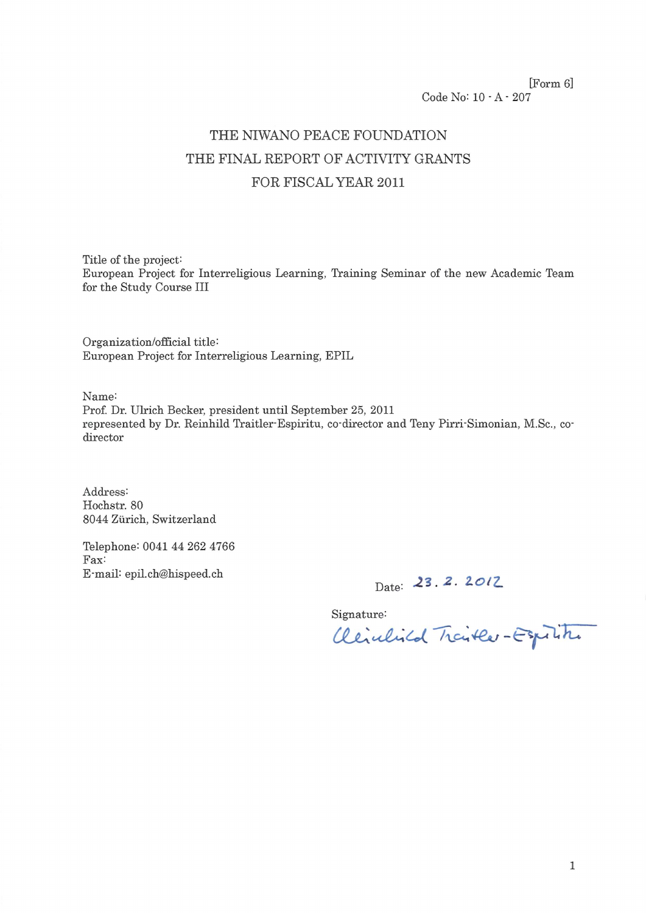[Form 6]
Code No: 10 - A - 207

# THE NIWANO PEACE FOUNDATION
# THE FINAL REPORT OF ACTIVITY GRANTS
# FOR FISCAL YEAR 2011

Title of the project:
European Project for Interreligious Learning, Training Seminar of the new Academic Team for the Study Course III

Organization/official title:
European Project for Interreligious Learning, EPIL

Name:
Prof. Dr. Ulrich Becker, president until September 25, 2011
represented by Dr. Reinhild Traitler-Espiritu, co-director and Teny Pirri-Simonian, M.Sc., co-director

Address:
Hochstr. 80
8044 Zürich, Switzerland

Telephone: 0041 44 262 4766
Fax:
E-mail: epil.ch@hispeed.ch

Date: 23. 2. 2012

Signature:
Reinhild Traitler-Espiritu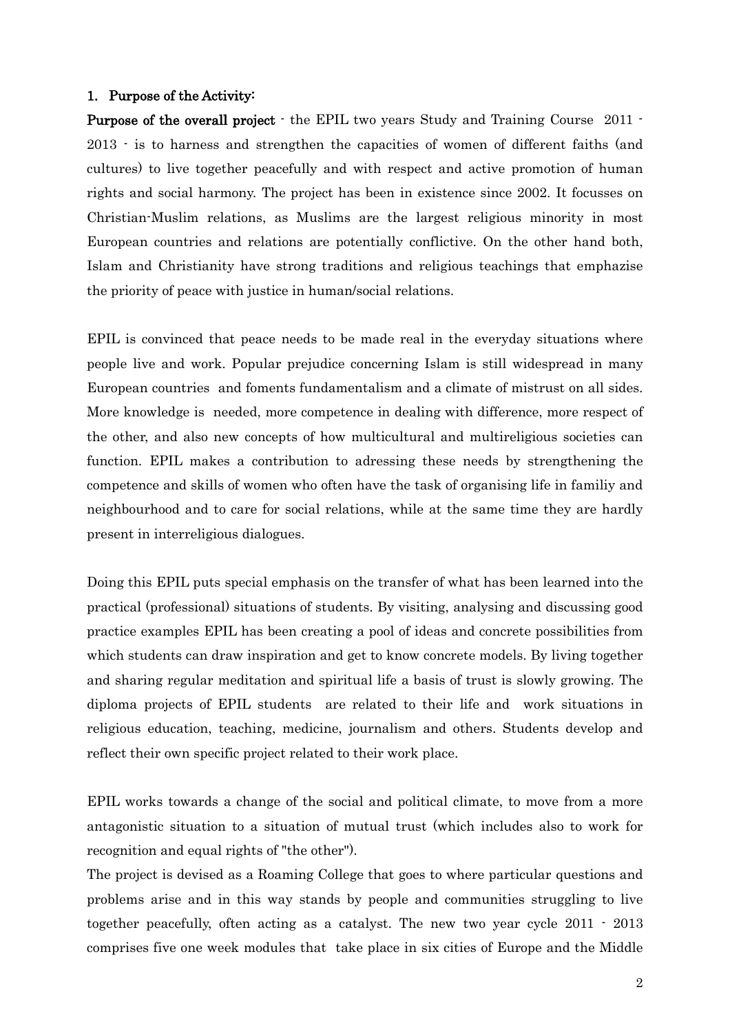## 1. Purpose of the Activity:

**Purpose of the overall project** - the EPIL two years Study and Training Course 2011 - 2013 - is to harness and strengthen the capacities of women of different faiths (and cultures) to live together peacefully and with respect and active promotion of human rights and social harmony. The project has been in existence since 2002. It focusses on Christian-Muslim relations, as Muslims are the largest religious minority in most European countries and relations are potentially conflictive. On the other hand both, Islam and Christianity have strong traditions and religious teachings that emphazise the priority of peace with justice in human/social relations.

EPIL is convinced that peace needs to be made real in the everyday situations where people live and work. Popular prejudice concerning Islam is still widespread in many European countries and foments fundamentalism and a climate of mistrust on all sides. More knowledge is needed, more competence in dealing with difference, more respect of the other, and also new concepts of how multicultural and multireligious societies can function. EPIL makes a contribution to adressing these needs by strengthening the competence and skills of women who often have the task of organising life in familiy and neighbourhood and to care for social relations, while at the same time they are hardly present in interreligious dialogues.

Doing this EPIL puts special emphasis on the transfer of what has been learned into the practical (professional) situations of students. By visiting, analysing and discussing good practice examples EPIL has been creating a pool of ideas and concrete possibilities from which students can draw inspiration and get to know concrete models. By living together and sharing regular meditation and spiritual life a basis of trust is slowly growing. The diploma projects of EPIL students are related to their life and work situations in religious education, teaching, medicine, journalism and others. Students develop and reflect their own specific project related to their work place.

EPIL works towards a change of the social and political climate, to move from a more antagonistic situation to a situation of mutual trust (which includes also to work for recognition and equal rights of "the other").

The project is devised as a Roaming College that goes to where particular questions and problems arise and in this way stands by people and communities struggling to live together peacefully, often acting as a catalyst. The new two year cycle 2011 - 2013 comprises five one week modules that take place in six cities of Europe and the Middle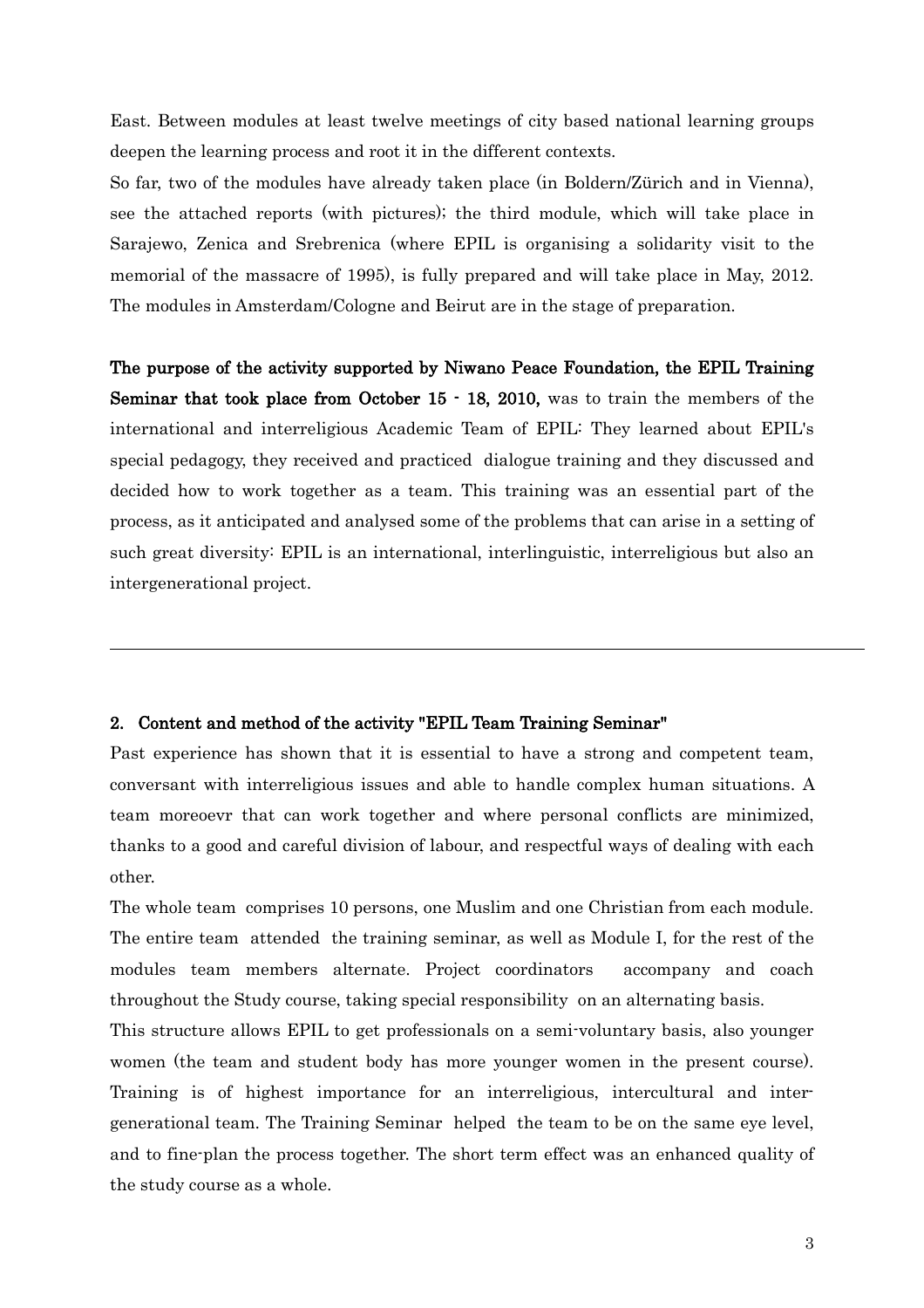East. Between modules at least twelve meetings of city based national learning groups deepen the learning process and root it in the different contexts.

So far, two of the modules have already taken place (in Boldern/Zürich and in Vienna), see the attached reports (with pictures); the third module, which will take place in Sarajewo, Zenica and Srebrenica (where EPIL is organising a solidarity visit to the memorial of the massacre of 1995), is fully prepared and will take place in May, 2012. The modules in Amsterdam/Cologne and Beirut are in the stage of preparation.

**The purpose of the activity supported by Niwano Peace Foundation, the EPIL Training Seminar that took place from October 15 - 18, 2010,** was to train the members of the international and interreligious Academic Team of EPIL: They learned about EPIL's special pedagogy, they received and practiced dialogue training and they discussed and decided how to work together as a team. This training was an essential part of the process, as it anticipated and analysed some of the problems that can arise in a setting of such great diversity: EPIL is an international, interlinguistic, interreligious but also an intergenerational project.

---

## 2. Content and method of the activity "EPIL Team Training Seminar"

Past experience has shown that it is essential to have a strong and competent team, conversant with interreligious issues and able to handle complex human situations. A team moreoevr that can work together and where personal conflicts are minimized, thanks to a good and careful division of labour, and respectful ways of dealing with each other.

The whole team comprises 10 persons, one Muslim and one Christian from each module. The entire team attended the training seminar, as well as Module I, for the rest of the modules team members alternate. Project coordinators accompany and coach throughout the Study course, taking special responsibility on an alternating basis.

This structure allows EPIL to get professionals on a semi-voluntary basis, also younger women (the team and student body has more younger women in the present course). Training is of highest importance for an interreligious, intercultural and inter-generational team. The Training Seminar helped the team to be on the same eye level, and to fine-plan the process together. The short term effect was an enhanced quality of the study course as a whole.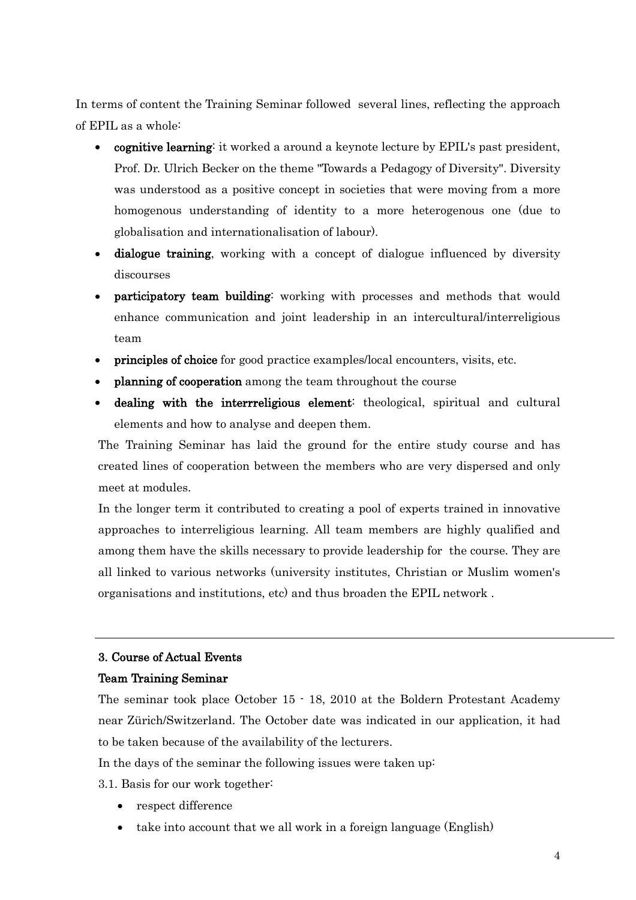In terms of content the Training Seminar followed several lines, reflecting the approach of EPIL as a whole:

- **cognitive learning**: it worked a around a keynote lecture by EPIL's past president, Prof. Dr. Ulrich Becker on the theme "Towards a Pedagogy of Diversity". Diversity was understood as a positive concept in societies that were moving from a more homogenous understanding of identity to a more heterogenous one (due to globalisation and internationalisation of labour).
- **dialogue training**, working with a concept of dialogue influenced by diversity discourses
- **participatory team building**: working with processes and methods that would enhance communication and joint leadership in an intercultural/interreligious team
- **principles of choice** for good practice examples/local encounters, visits, etc.
- **planning of cooperation** among the team throughout the course
- **dealing with the interrreligious element**: theological, spiritual and cultural elements and how to analyse and deepen them.

The Training Seminar has laid the ground for the entire study course and has created lines of cooperation between the members who are very dispersed and only meet at modules.

In the longer term it contributed to creating a pool of experts trained in innovative approaches to interreligious learning. All team members are highly qualified and among them have the skills necessary to provide leadership for the course. They are all linked to various networks (university institutes, Christian or Muslim women's organisations and institutions, etc) and thus broaden the EPIL network .

---

### 3. Course of Actual Events

#### Team Training Seminar

The seminar took place October 15 - 18, 2010 at the Boldern Protestant Academy near Zürich/Switzerland. The October date was indicated in our application, it had to be taken because of the availability of the lecturers.

In the days of the seminar the following issues were taken up:

3.1. Basis for our work together:

- respect difference
- take into account that we all work in a foreign language (English)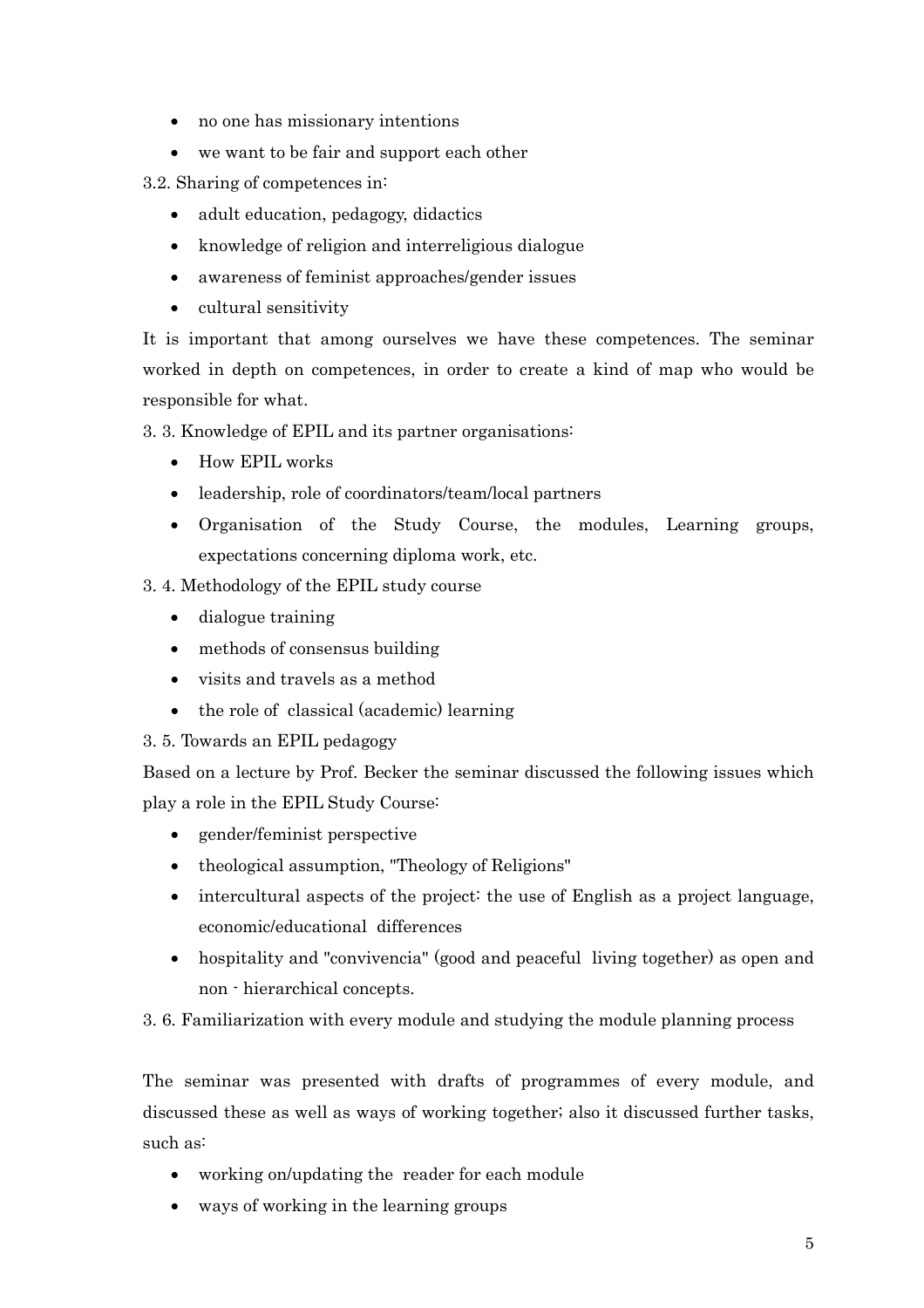- no one has missionary intentions
- we want to be fair and support each other

3.2. Sharing of competences in:

- adult education, pedagogy, didactics
- knowledge of religion and interreligious dialogue
- awareness of feminist approaches/gender issues
- cultural sensitivity

It is important that among ourselves we have these competences. The seminar worked in depth on competences, in order to create a kind of map who would be responsible for what.

3. 3. Knowledge of EPIL and its partner organisations:

- How EPIL works
- leadership, role of coordinators/team/local partners
- Organisation of the Study Course, the modules, Learning groups, expectations concerning diploma work, etc.

3. 4. Methodology of the EPIL study course

- dialogue training
- methods of consensus building
- visits and travels as a method
- the role of classical (academic) learning

3. 5. Towards an EPIL pedagogy

Based on a lecture by Prof. Becker the seminar discussed the following issues which play a role in the EPIL Study Course:

- gender/feminist perspective
- theological assumption, "Theology of Religions"
- intercultural aspects of the project: the use of English as a project language, economic/educational differences
- hospitality and "convivencia" (good and peaceful living together) as open and non - hierarchical concepts.

3. 6. Familiarization with every module and studying the module planning process

The seminar was presented with drafts of programmes of every module, and discussed these as well as ways of working together; also it discussed further tasks, such as:

- working on/updating the reader for each module
- ways of working in the learning groups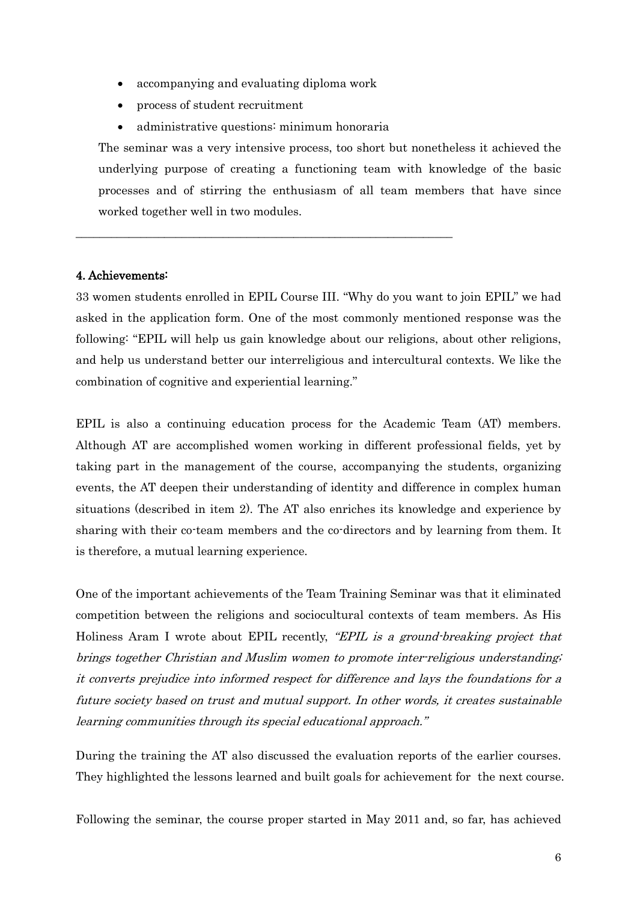- accompanying and evaluating diploma work
- process of student recruitment
- administrative questions: minimum honoraria

The seminar was a very intensive process, too short but nonetheless it achieved the underlying purpose of creating a functioning team with knowledge of the basic processes and of stirring the enthusiasm of all team members that have since worked together well in two modules.

---

#### 4. Achievements:

33 women students enrolled in EPIL Course III. "Why do you want to join EPIL" we had asked in the application form. One of the most commonly mentioned response was the following: "EPIL will help us gain knowledge about our religions, about other religions, and help us understand better our interreligious and intercultural contexts. We like the combination of cognitive and experiential learning."

EPIL is also a continuing education process for the Academic Team (AT) members. Although AT are accomplished women working in different professional fields, yet by taking part in the management of the course, accompanying the students, organizing events, the AT deepen their understanding of identity and difference in complex human situations (described in item 2). The AT also enriches its knowledge and experience by sharing with their co-team members and the co-directors and by learning from them. It is therefore, a mutual learning experience.

One of the important achievements of the Team Training Seminar was that it eliminated competition between the religions and sociocultural contexts of team members. As His Holiness Aram I wrote about EPIL recently, *"EPIL is a ground-breaking project that brings together Christian and Muslim women to promote inter-religious understanding; it converts prejudice into informed respect for difference and lays the foundations for a future society based on trust and mutual support. In other words, it creates sustainable learning communities through its special educational approach."*

During the training the AT also discussed the evaluation reports of the earlier courses. They highlighted the lessons learned and built goals for achievement for the next course.

Following the seminar, the course proper started in May 2011 and, so far, has achieved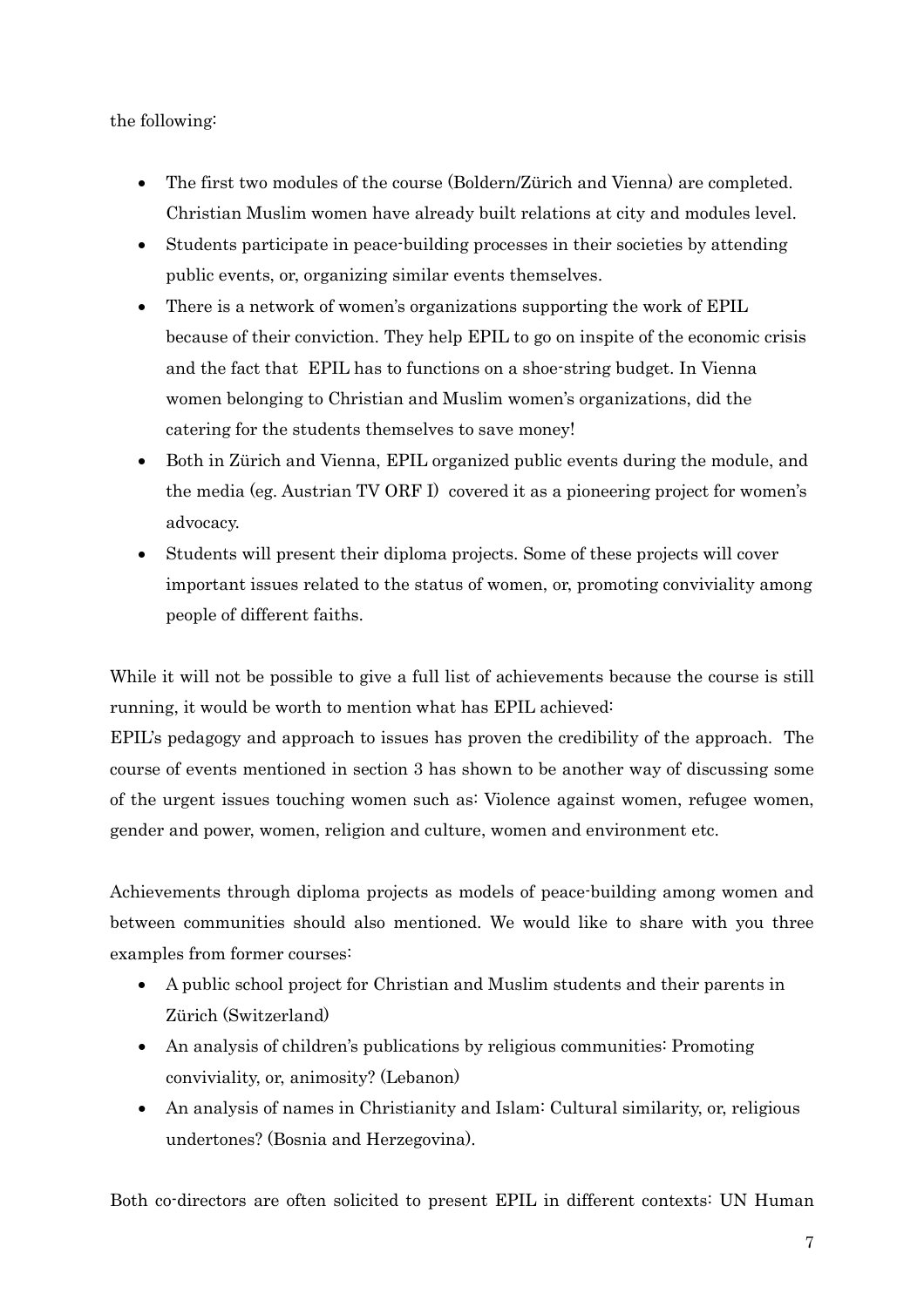the following:

- The first two modules of the course (Boldern/Zürich and Vienna) are completed. Christian Muslim women have already built relations at city and modules level.
- Students participate in peace-building processes in their societies by attending public events, or, organizing similar events themselves.
- There is a network of women's organizations supporting the work of EPIL because of their conviction. They help EPIL to go on inspite of the economic crisis and the fact that EPIL has to functions on a shoe-string budget. In Vienna women belonging to Christian and Muslim women's organizations, did the catering for the students themselves to save money!
- Both in Zürich and Vienna, EPIL organized public events during the module, and the media (eg. Austrian TV ORF I) covered it as a pioneering project for women's advocacy.
- Students will present their diploma projects. Some of these projects will cover important issues related to the status of women, or, promoting conviviality among people of different faiths.

While it will not be possible to give a full list of achievements because the course is still running, it would be worth to mention what has EPIL achieved:
EPIL's pedagogy and approach to issues has proven the credibility of the approach. The course of events mentioned in section 3 has shown to be another way of discussing some of the urgent issues touching women such as: Violence against women, refugee women, gender and power, women, religion and culture, women and environment etc.

Achievements through diploma projects as models of peace-building among women and between communities should also mentioned. We would like to share with you three examples from former courses:

- A public school project for Christian and Muslim students and their parents in Zürich (Switzerland)
- An analysis of children's publications by religious communities: Promoting conviviality, or, animosity? (Lebanon)
- An analysis of names in Christianity and Islam: Cultural similarity, or, religious undertones? (Bosnia and Herzegovina).

Both co-directors are often solicited to present EPIL in different contexts: UN Human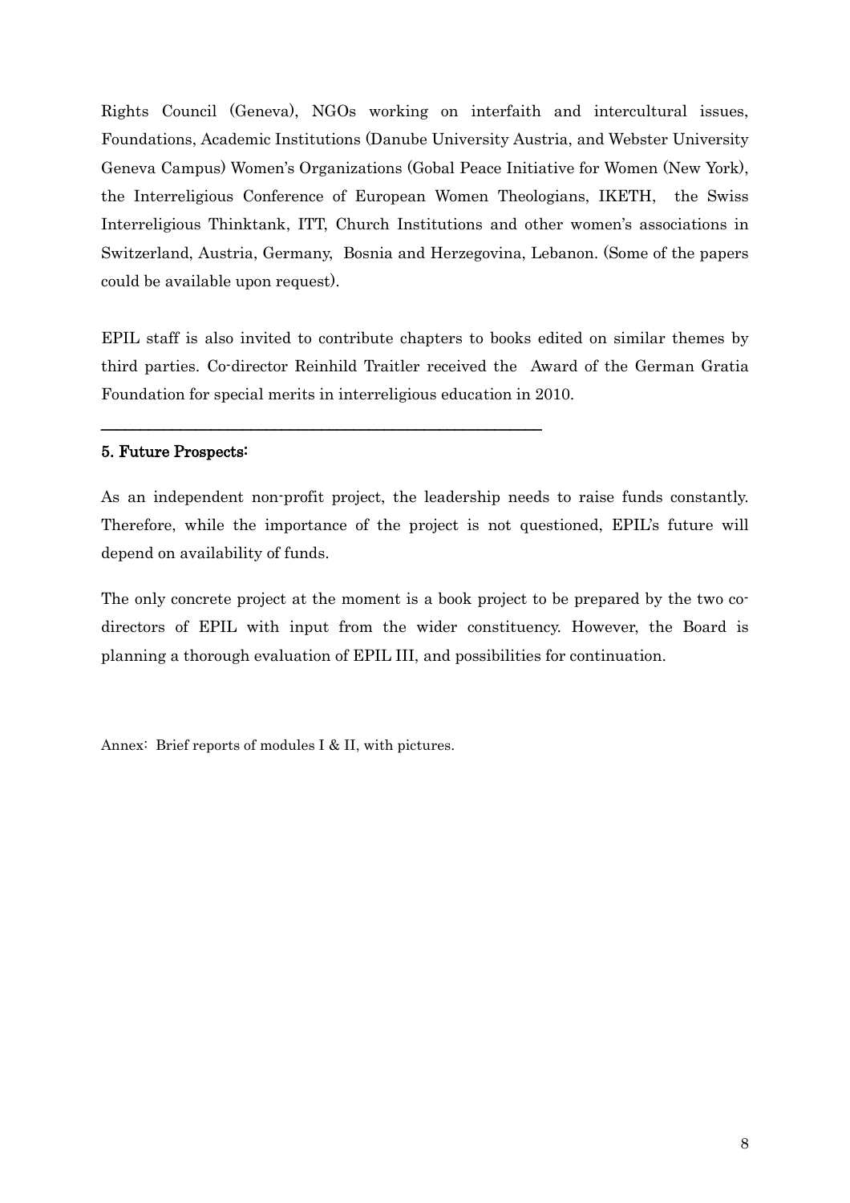Rights Council (Geneva), NGOs working on interfaith and intercultural issues, Foundations, Academic Institutions (Danube University Austria, and Webster University Geneva Campus) Women's Organizations (Gobal Peace Initiative for Women (New York), the Interreligious Conference of European Women Theologians, IKETH, the Swiss Interreligious Thinktank, ITT, Church Institutions and other women's associations in Switzerland, Austria, Germany, Bosnia and Herzegovina, Lebanon. (Some of the papers could be available upon request).

EPIL staff is also invited to contribute chapters to books edited on similar themes by third parties. Co-director Reinhild Traitler received the Award of the German Gratia Foundation for special merits in interreligious education in 2010.

---

**5. Future Prospects:**

As an independent non-profit project, the leadership needs to raise funds constantly. Therefore, while the importance of the project is not questioned, EPIL's future will depend on availability of funds.

The only concrete project at the moment is a book project to be prepared by the two co-directors of EPIL with input from the wider constituency. However, the Board is planning a thorough evaluation of EPIL III, and possibilities for continuation.

Annex: Brief reports of modules I & II, with pictures.